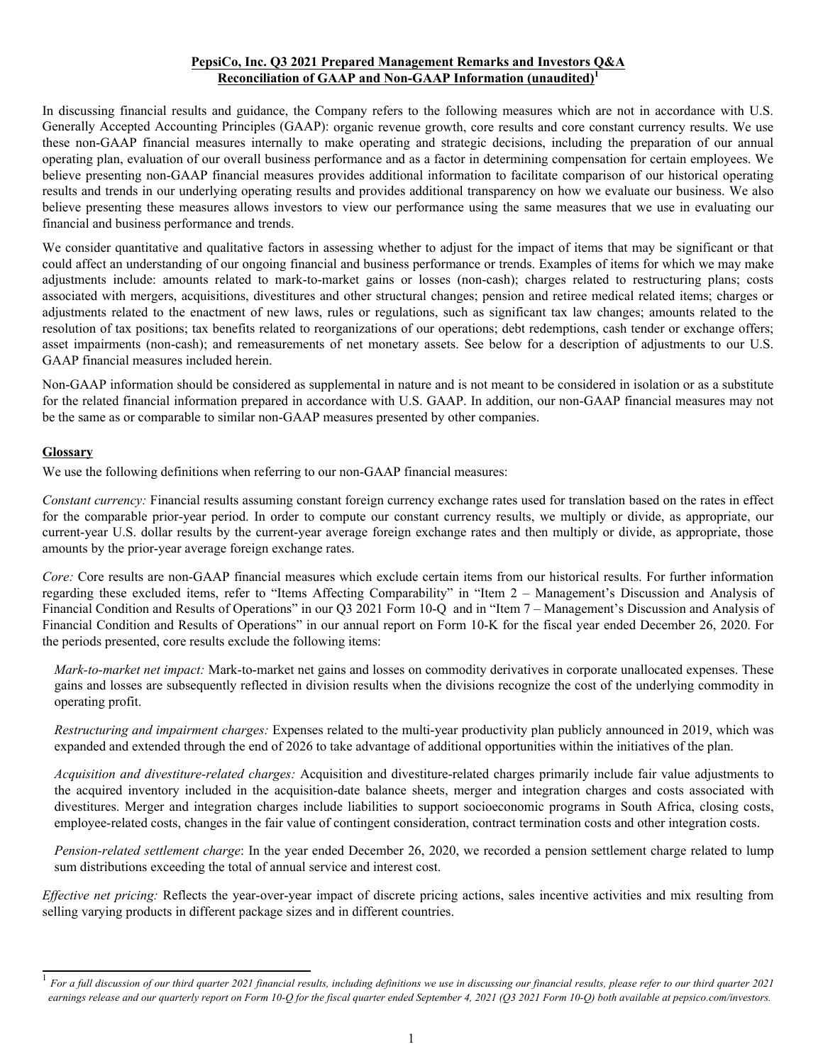**PepsiCo, Inc. Q3 2021 Prepared Management Remarks and Investors Q&A**
**Reconciliation of GAAP and Non-GAAP Information (unaudited)[1]**

In discussing financial results and guidance, the Company refers to the following measures which are not in accordance with U.S. Generally Accepted Accounting Principles (GAAP): organic revenue growth, core results and core constant currency results. We use these non-GAAP financial measures internally to make operating and strategic decisions, including the preparation of our annual operating plan, evaluation of our overall business performance and as a factor in determining compensation for certain employees. We believe presenting non-GAAP financial measures provides additional information to facilitate comparison of our historical operating results and trends in our underlying operating results and provides additional transparency on how we evaluate our business. We also believe presenting these measures allows investors to view our performance using the same measures that we use in evaluating our financial and business performance and trends.

We consider quantitative and qualitative factors in assessing whether to adjust for the impact of items that may be significant or that could affect an understanding of our ongoing financial and business performance or trends. Examples of items for which we may make adjustments include: amounts related to mark-to-market gains or losses (non-cash); charges related to restructuring plans; costs associated with mergers, acquisitions, divestitures and other structural changes; pension and retiree medical related items; charges or adjustments related to the enactment of new laws, rules or regulations, such as significant tax law changes; amounts related to the resolution of tax positions; tax benefits related to reorganizations of our operations; debt redemptions, cash tender or exchange offers; asset impairments (non-cash); and remeasurements of net monetary assets. See below for a description of adjustments to our U.S. GAAP financial measures included herein.

Non-GAAP information should be considered as supplemental in nature and is not meant to be considered in isolation or as a substitute for the related financial information prepared in accordance with U.S. GAAP. In addition, our non-GAAP financial measures may not be the same as or comparable to similar non-GAAP measures presented by other companies.

**Glossary**

We use the following definitions when referring to our non-GAAP financial measures:

*Constant currency:* Financial results assuming constant foreign currency exchange rates used for translation based on the rates in effect for the comparable prior-year period. In order to compute our constant currency results, we multiply or divide, as appropriate, our current-year U.S. dollar results by the current-year average foreign exchange rates and then multiply or divide, as appropriate, those amounts by the prior-year average foreign exchange rates.

*Core:* Core results are non-GAAP financial measures which exclude certain items from our historical results. For further information regarding these excluded items, refer to "Items Affecting Comparability" in "Item 2 – Management's Discussion and Analysis of Financial Condition and Results of Operations" in our Q3 2021 Form 10-Q and in "Item 7 – Management's Discussion and Analysis of Financial Condition and Results of Operations" in our annual report on Form 10-K for the fiscal year ended December 26, 2020. For the periods presented, core results exclude the following items:

*Mark-to-market net impact:* Mark-to-market net gains and losses on commodity derivatives in corporate unallocated expenses. These gains and losses are subsequently reflected in division results when the divisions recognize the cost of the underlying commodity in operating profit.

*Restructuring and impairment charges:* Expenses related to the multi-year productivity plan publicly announced in 2019, which was expanded and extended through the end of 2026 to take advantage of additional opportunities within the initiatives of the plan.

*Acquisition and divestiture-related charges:* Acquisition and divestiture-related charges primarily include fair value adjustments to the acquired inventory included in the acquisition-date balance sheets, merger and integration charges and costs associated with divestitures. Merger and integration charges include liabilities to support socioeconomic programs in South Africa, closing costs, employee-related costs, changes in the fair value of contingent consideration, contract termination costs and other integration costs.

*Pension-related settlement charge*: In the year ended December 26, 2020, we recorded a pension settlement charge related to lump sum distributions exceeding the total of annual service and interest cost.

*Effective net pricing:* Reflects the year-over-year impact of discrete pricing actions, sales incentive activities and mix resulting from selling varying products in different package sizes and in different countries.

[1] *For a full discussion of our third quarter 2021 financial results, including definitions we use in discussing our financial results, please refer to our third quarter 2021 earnings release and our quarterly report on Form 10-Q for the fiscal quarter ended September 4, 2021 (Q3 2021 Form 10-Q) both available at pepsico.com/investors.*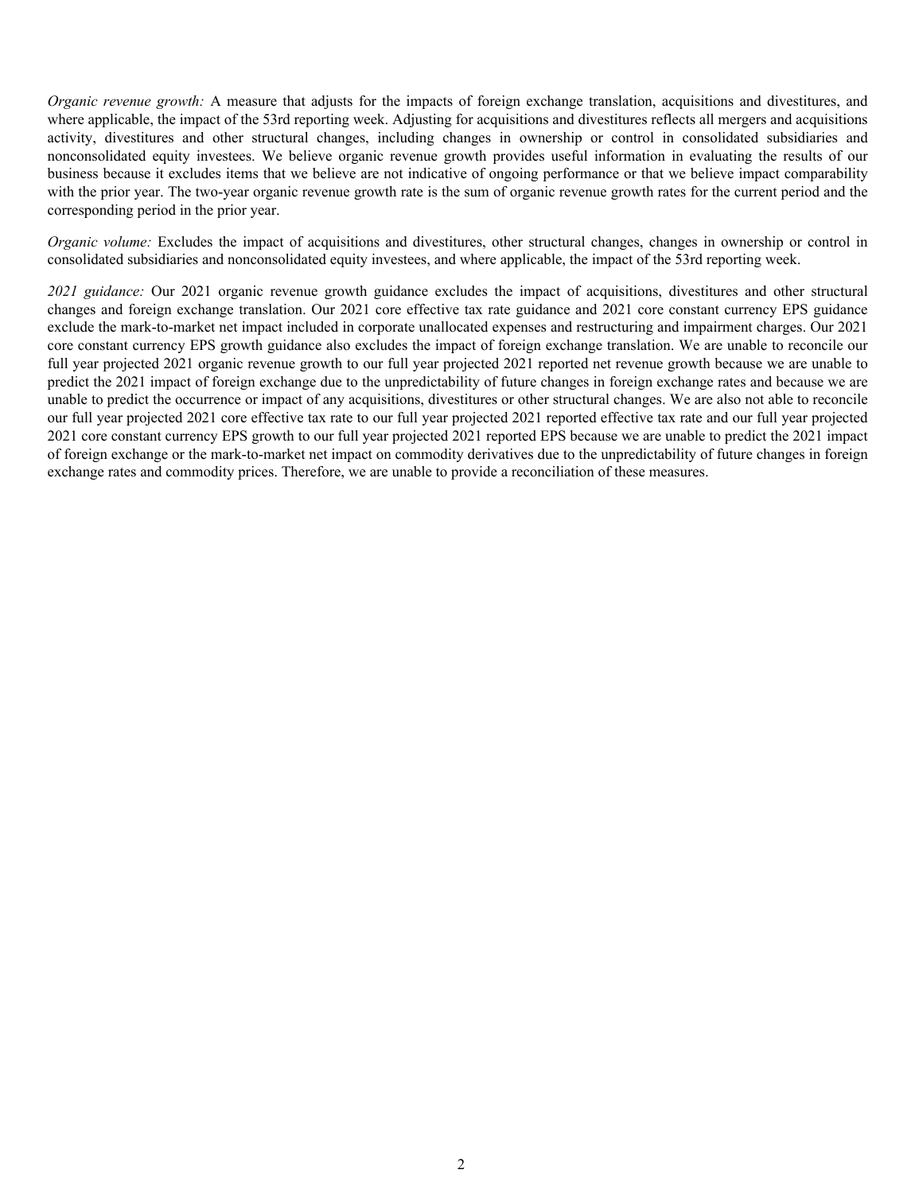*Organic revenue growth:* A measure that adjusts for the impacts of foreign exchange translation, acquisitions and divestitures, and where applicable, the impact of the 53rd reporting week. Adjusting for acquisitions and divestitures reflects all mergers and acquisitions activity, divestitures and other structural changes, including changes in ownership or control in consolidated subsidiaries and nonconsolidated equity investees. We believe organic revenue growth provides useful information in evaluating the results of our business because it excludes items that we believe are not indicative of ongoing performance or that we believe impact comparability with the prior year. The two-year organic revenue growth rate is the sum of organic revenue growth rates for the current period and the corresponding period in the prior year.

*Organic volume:* Excludes the impact of acquisitions and divestitures, other structural changes, changes in ownership or control in consolidated subsidiaries and nonconsolidated equity investees, and where applicable, the impact of the 53rd reporting week.

*2021 guidance:* Our 2021 organic revenue growth guidance excludes the impact of acquisitions, divestitures and other structural changes and foreign exchange translation. Our 2021 core effective tax rate guidance and 2021 core constant currency EPS guidance exclude the mark-to-market net impact included in corporate unallocated expenses and restructuring and impairment charges. Our 2021 core constant currency EPS growth guidance also excludes the impact of foreign exchange translation. We are unable to reconcile our full year projected 2021 organic revenue growth to our full year projected 2021 reported net revenue growth because we are unable to predict the 2021 impact of foreign exchange due to the unpredictability of future changes in foreign exchange rates and because we are unable to predict the occurrence or impact of any acquisitions, divestitures or other structural changes. We are also not able to reconcile our full year projected 2021 core effective tax rate to our full year projected 2021 reported effective tax rate and our full year projected 2021 core constant currency EPS growth to our full year projected 2021 reported EPS because we are unable to predict the 2021 impact of foreign exchange or the mark-to-market net impact on commodity derivatives due to the unpredictability of future changes in foreign exchange rates and commodity prices. Therefore, we are unable to provide a reconciliation of these measures.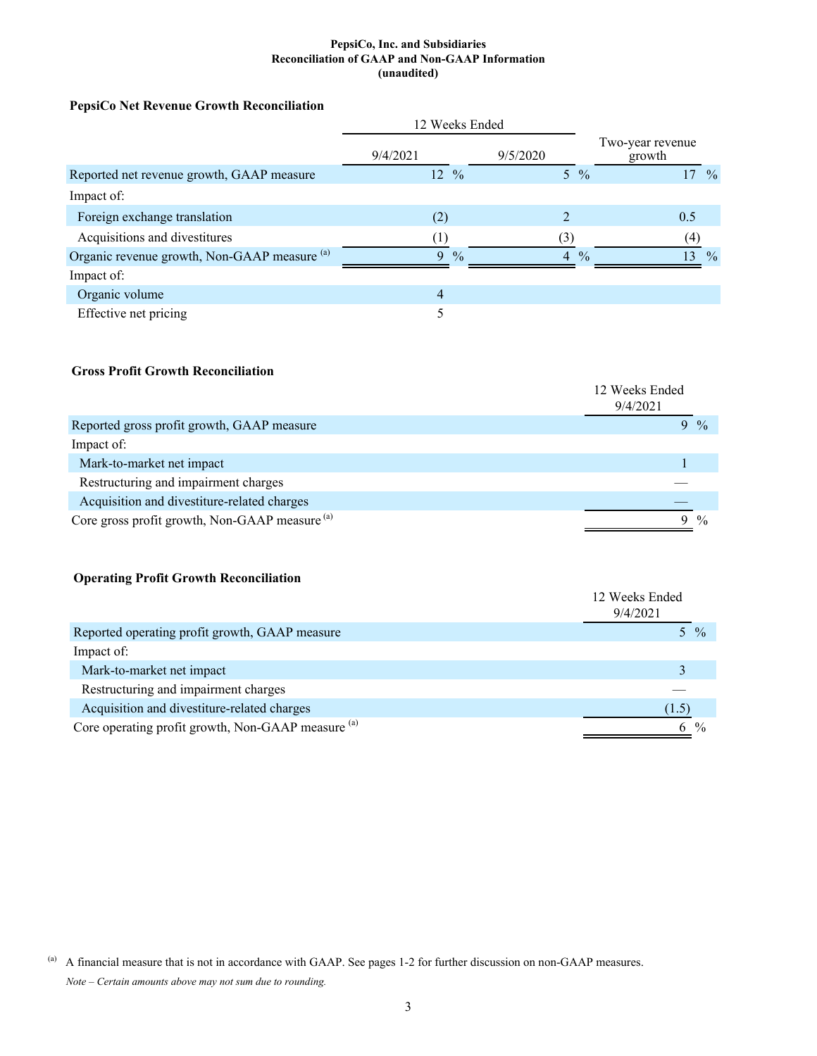**PepsiCo, Inc. and Subsidiaries**
**Reconciliation of GAAP and Non-GAAP Information**
**(unaudited)**

### PepsiCo Net Revenue Growth Reconciliation

| | 12 Weeks Ended | | |
|---|---|---|---|
| | 9/4/2021 | 9/5/2020 | Two-year revenue growth |
| Reported net revenue growth, GAAP measure | 12 % | 5 % | 17 % |
| Impact of: | | | |
| Foreign exchange translation | (2) | 2 | 0.5 |
| Acquisitions and divestitures | (1) | (3) | (4) |
| Organic revenue growth, Non-GAAP measure [(a)] | 9 % | 4 % | 13 % |
| Impact of: | | | |
| Organic volume | 4 | | |
| Effective net pricing | 5 | | |

### Gross Profit Growth Reconciliation

| | 12 Weeks Ended 9/4/2021 |
|---|---|
| Reported gross profit growth, GAAP measure | 9 % |
| Impact of: | |
| Mark-to-market net impact | 1 |
| Restructuring and impairment charges | — |
| Acquisition and divestiture-related charges | — |
| Core gross profit growth, Non-GAAP measure [(a)] | 9 % |

### Operating Profit Growth Reconciliation

| | 12 Weeks Ended 9/4/2021 |
|---|---|
| Reported operating profit growth, GAAP measure | 5 % |
| Impact of: | |
| Mark-to-market net impact | 3 |
| Restructuring and impairment charges | — |
| Acquisition and divestiture-related charges | (1.5) |
| Core operating profit growth, Non-GAAP measure [(a)] | 6 % |

[(a)] A financial measure that is not in accordance with GAAP. See pages 1-2 for further discussion on non-GAAP measures.

*Note – Certain amounts above may not sum due to rounding.*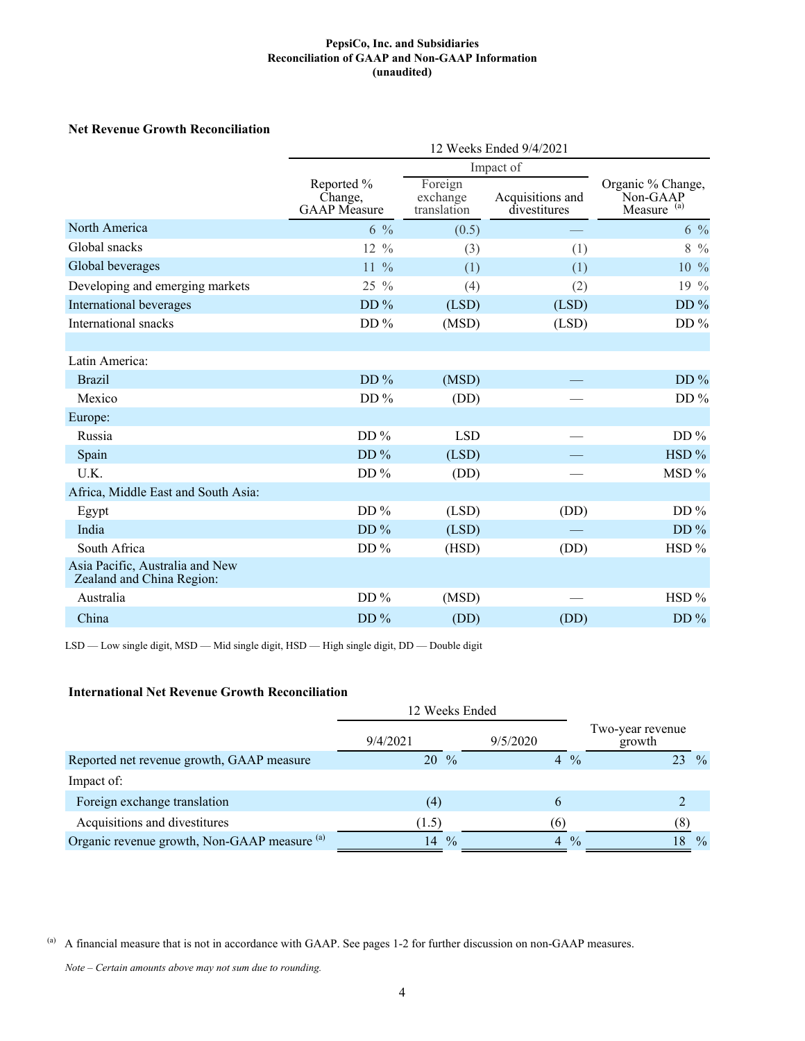**PepsiCo, Inc. and Subsidiaries**
**Reconciliation of GAAP and Non-GAAP Information**
**(unaudited)**

### Net Revenue Growth Reconciliation

| | 12 Weeks Ended 9/4/2021 | | | |
|---|---|---|---|---|
| | | Impact of | | |
| | Reported % Change, GAAP Measure | Foreign exchange translation | Acquisitions and divestitures | Organic % Change, Non-GAAP Measure [(a)] |
| North America | 6 % | (0.5) | — | 6 % |
| Global snacks | 12 % | (3) | (1) | 8 % |
| Global beverages | 11 % | (1) | (1) | 10 % |
| Developing and emerging markets | 25 % | (4) | (2) | 19 % |
| International beverages | DD % | (LSD) | (LSD) | DD % |
| International snacks | DD % | (MSD) | (LSD) | DD % |
| | | | | |
| Latin America: | | | | |
| Brazil | DD % | (MSD) | — | DD % |
| Mexico | DD % | (DD) | — | DD % |
| Europe: | | | | |
| Russia | DD % | LSD | — | DD % |
| Spain | DD % | (LSD) | — | HSD % |
| U.K. | DD % | (DD) | — | MSD % |
| Africa, Middle East and South Asia: | | | | |
| Egypt | DD % | (LSD) | (DD) | DD % |
| India | DD % | (LSD) | — | DD % |
| South Africa | DD % | (HSD) | (DD) | HSD % |
| Asia Pacific, Australia and New Zealand and China Region: | | | | |
| Australia | DD % | (MSD) | — | HSD % |
| China | DD % | (DD) | (DD) | DD % |

LSD — Low single digit, MSD — Mid single digit, HSD — High single digit, DD — Double digit

### International Net Revenue Growth Reconciliation

| | 12 Weeks Ended | | |
|---|---|---|---|
| | 9/4/2021 | 9/5/2020 | Two-year revenue growth |
| Reported net revenue growth, GAAP measure | 20 % | 4 % | 23 % |
| Impact of: | | | |
| Foreign exchange translation | (4) | 6 | 2 |
| Acquisitions and divestitures | (1.5) | (6) | (8) |
| Organic revenue growth, Non-GAAP measure [(a)] | 14 % | 4 % | 18 % |

(a) A financial measure that is not in accordance with GAAP. See pages 1-2 for further discussion on non-GAAP measures.

*Note – Certain amounts above may not sum due to rounding.*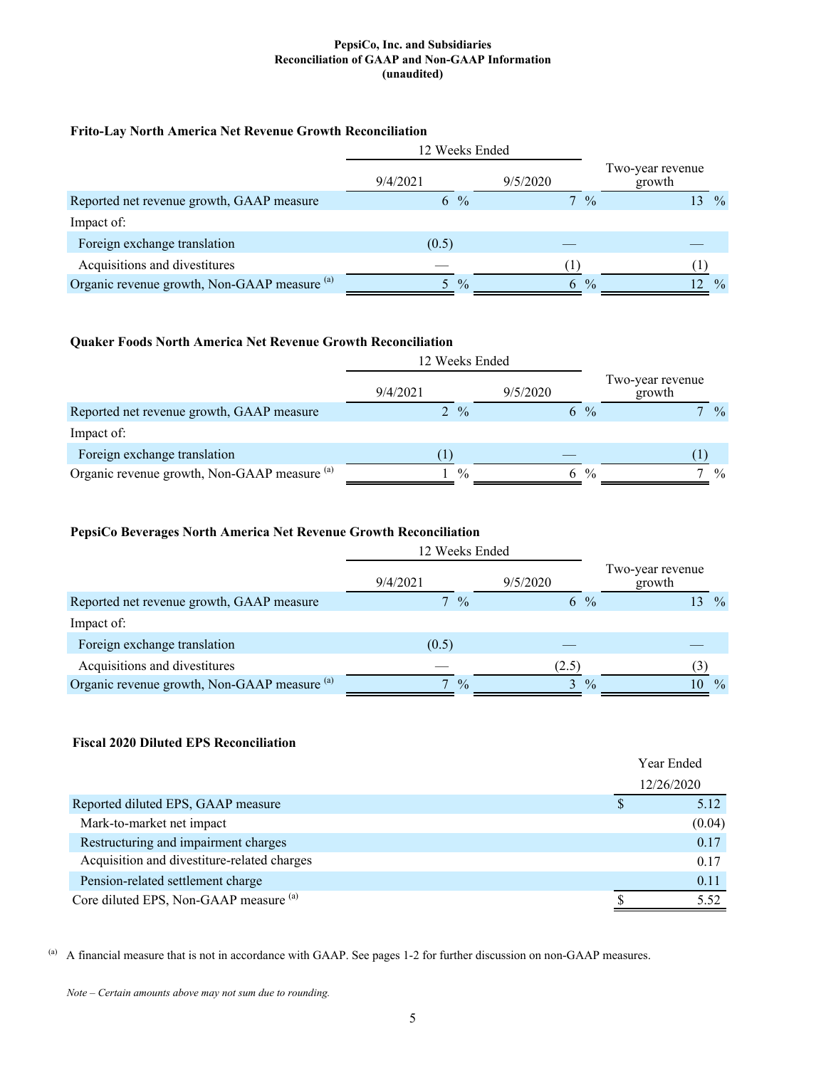**PepsiCo, Inc. and Subsidiaries**
**Reconciliation of GAAP and Non-GAAP Information**
**(unaudited)**

### Frito-Lay North America Net Revenue Growth Reconciliation

| | 12 Weeks Ended | | |
|---|---|---|---|
| | 9/4/2021 | 9/5/2020 | Two-year revenue growth |
| Reported net revenue growth, GAAP measure | 6 % | 7 % | 13 % |
| Impact of: | | | |
| Foreign exchange translation | (0.5) | — | — |
| Acquisitions and divestitures | — | (1) | (1) |
| Organic revenue growth, Non-GAAP measure [(a)] | 5 % | 6 % | 12 % |

### Quaker Foods North America Net Revenue Growth Reconciliation

| | 12 Weeks Ended | | |
|---|---|---|---|
| | 9/4/2021 | 9/5/2020 | Two-year revenue growth |
| Reported net revenue growth, GAAP measure | 2 % | 6 % | 7 % |
| Impact of: | | | |
| Foreign exchange translation | (1) | — | (1) |
| Organic revenue growth, Non-GAAP measure [(a)] | 1 % | 6 % | 7 % |

### PepsiCo Beverages North America Net Revenue Growth Reconciliation

| | 12 Weeks Ended | | |
|---|---|---|---|
| | 9/4/2021 | 9/5/2020 | Two-year revenue growth |
| Reported net revenue growth, GAAP measure | 7 % | 6 % | 13 % |
| Impact of: | | | |
| Foreign exchange translation | (0.5) | — | — |
| Acquisitions and divestitures | — | (2.5) | (3) |
| Organic revenue growth, Non-GAAP measure [(a)] | 7 % | 3 % | 10 % |

### Fiscal 2020 Diluted EPS Reconciliation

| | Year Ended 12/26/2020 |
|---|---|
| Reported diluted EPS, GAAP measure | $ 5.12 |
| Mark-to-market net impact | (0.04) |
| Restructuring and impairment charges | 0.17 |
| Acquisition and divestiture-related charges | 0.17 |
| Pension-related settlement charge | 0.11 |
| Core diluted EPS, Non-GAAP measure [(a)] | $ 5.52 |

[(a)] A financial measure that is not in accordance with GAAP. See pages 1-2 for further discussion on non-GAAP measures.

*Note – Certain amounts above may not sum due to rounding.*